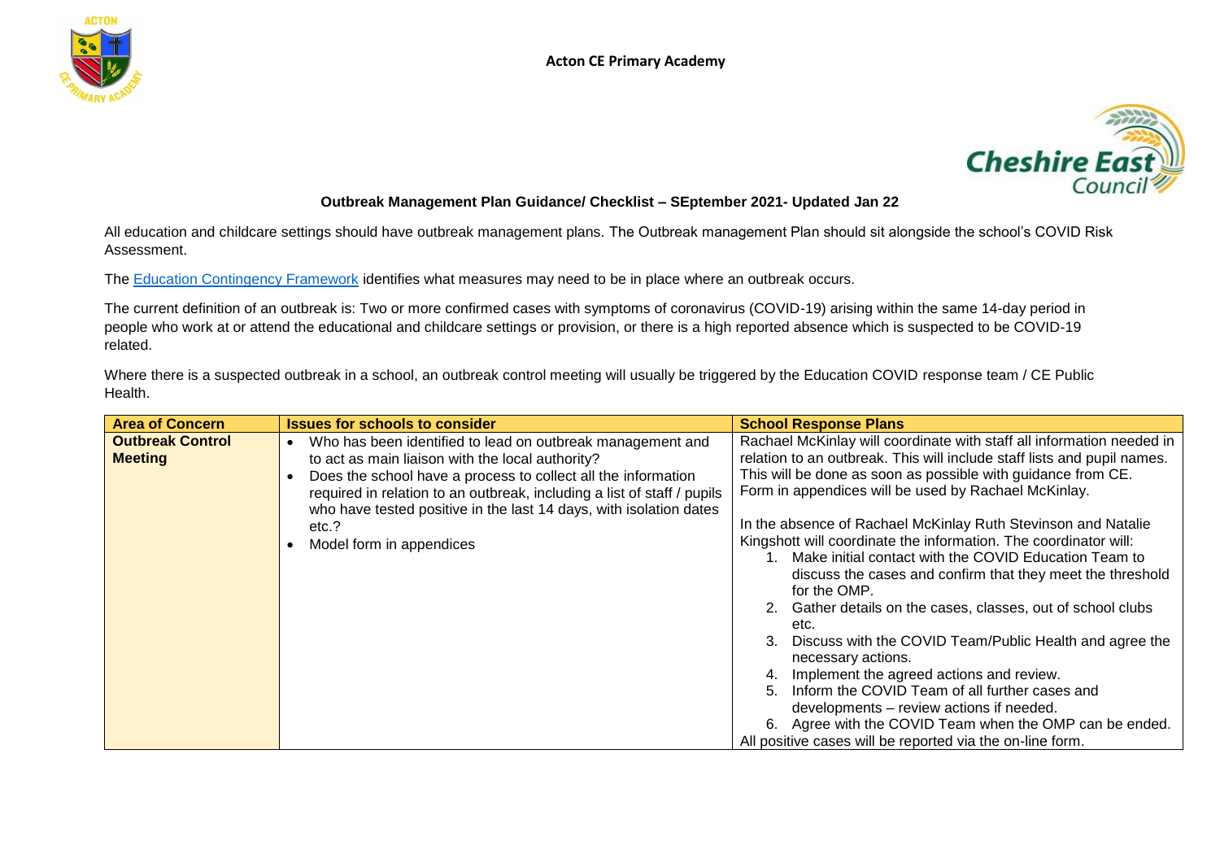**Acton CE Primary Academy**

## Outbreak Management Plan Guidance/ Checklist – SEptember 2021- Updated Jan 22

All education and childcare settings should have outbreak management plans. The Outbreak management Plan should sit alongside the school's COVID Risk Assessment.

The Education Contingency Framework identifies what measures may need to be in place where an outbreak occurs.

The current definition of an outbreak is: Two or more confirmed cases with symptoms of coronavirus (COVID-19) arising within the same 14-day period in people who work at or attend the educational and childcare settings or provision, or there is a high reported absence which is suspected to be COVID-19 related.

Where there is a suspected outbreak in a school, an outbreak control meeting will usually be triggered by the Education COVID response team / CE Public Health.

| Area of Concern | Issues for schools to consider | School Response Plans |
|---|---|---|
| **Outbreak Control Meeting** | • Who has been identified to lead on outbreak management and to act as main liaison with the local authority?<br>• Does the school have a process to collect all the information required in relation to an outbreak, including a list of staff / pupils who have tested positive in the last 14 days, with isolation dates etc.?<br>• Model form in appendices | Rachael McKinlay will coordinate with staff all information needed in relation to an outbreak. This will include staff lists and pupil names. This will be done as soon as possible with guidance from CE. Form in appendices will be used by Rachael McKinlay.<br><br>In the absence of Rachael McKinlay Ruth Stevinson and Natalie Kingshott will coordinate the information. The coordinator will:<br>1. Make initial contact with the COVID Education Team to discuss the cases and confirm that they meet the threshold for the OMP.<br>2. Gather details on the cases, classes, out of school clubs etc.<br>3. Discuss with the COVID Team/Public Health and agree the necessary actions.<br>4. Implement the agreed actions and review.<br>5. Inform the COVID Team of all further cases and developments – review actions if needed.<br>6. Agree with the COVID Team when the OMP can be ended.<br>All positive cases will be reported via the on-line form. |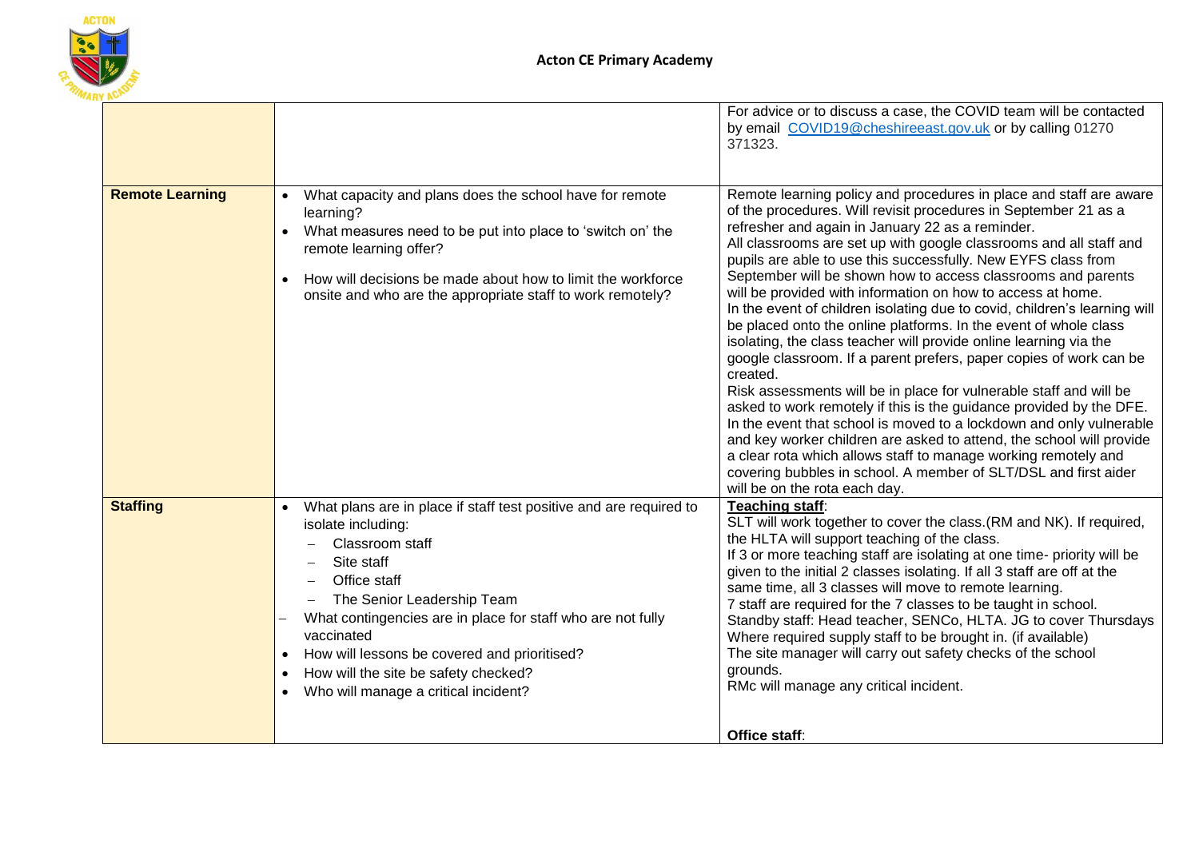| | | |
|---|---|---|
| | | For advice or to discuss a case, the COVID team will be contacted by email COVID19@cheshireeast.gov.uk or by calling 01270 371323. |
| **Remote Learning** | • What capacity and plans does the school have for remote learning?<br>• What measures need to be put into place to 'switch on' the remote learning offer?<br>• How will decisions be made about how to limit the workforce onsite and who are the appropriate staff to work remotely? | Remote learning policy and procedures in place and staff are aware of the procedures. Will revisit procedures in September 21 as a refresher and again in January 22 as a reminder.<br>All classrooms are set up with google classrooms and all staff and pupils are able to use this successfully. New EYFS class from September will be shown how to access classrooms and parents will be provided with information on how to access at home.<br>In the event of children isolating due to covid, children's learning will be placed onto the online platforms. In the event of whole class isolating, the class teacher will provide online learning via the google classroom. If a parent prefers, paper copies of work can be created.<br>Risk assessments will be in place for vulnerable staff and will be asked to work remotely if this is the guidance provided by the DFE.<br>In the event that school is moved to a lockdown and only vulnerable and key worker children are asked to attend, the school will provide a clear rota which allows staff to manage working remotely and covering bubbles in school. A member of SLT/DSL and first aider will be on the rota each day. |
| **Staffing** | • What plans are in place if staff test positive and are required to isolate including:<br>– Classroom staff<br>– Site staff<br>– Office staff<br>– The Senior Leadership Team<br>– What contingencies are in place for staff who are not fully vaccinated<br>• How will lessons be covered and prioritised?<br>• How will the site be safety checked?<br>• Who will manage a critical incident? | **Teaching staff**:<br>SLT will work together to cover the class.(RM and NK). If required, the HLTA will support teaching of the class.<br>If 3 or more teaching staff are isolating at one time- priority will be given to the initial 2 classes isolating. If all 3 staff are off at the same time, all 3 classes will move to remote learning.<br>7 staff are required for the 7 classes to be taught in school.<br>Standby staff: Head teacher, SENCo, HLTA. JG to cover Thursdays<br>Where required supply staff to be brought in. (if available)<br>The site manager will carry out safety checks of the school grounds.<br>RMc will manage any critical incident.<br><br>**Office staff**: |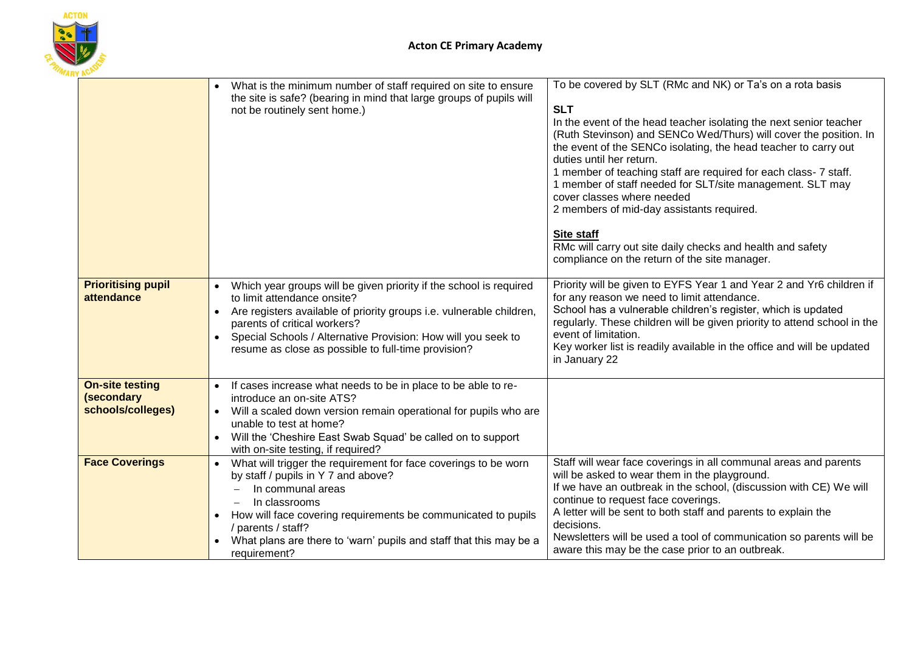| | | |
|---|---|---|
| | • What is the minimum number of staff required on site to ensure the site is safe? (bearing in mind that large groups of pupils will not be routinely sent home.) | To be covered by SLT (RMc and NK) or Ta's on a rota basis<br><br>**SLT**<br>In the event of the head teacher isolating the next senior teacher (Ruth Stevinson) and SENCo Wed/Thurs) will cover the position. In the event of the SENCo isolating, the head teacher to carry out duties until her return.<br>1 member of teaching staff are required for each class- 7 staff.<br>1 member of staff needed for SLT/site management. SLT may cover classes where needed<br>2 members of mid-day assistants required.<br><br>**Site staff**<br>RMc will carry out site daily checks and health and safety compliance on the return of the site manager. |
| **Prioritising pupil attendance** | • Which year groups will be given priority if the school is required to limit attendance onsite?<br>• Are registers available of priority groups i.e. vulnerable children, parents of critical workers?<br>• Special Schools / Alternative Provision: How will you seek to resume as close as possible to full-time provision? | Priority will be given to EYFS Year 1 and Year 2 and Yr6 children if for any reason we need to limit attendance.<br>School has a vulnerable children's register, which is updated regularly. These children will be given priority to attend school in the event of limitation.<br>Key worker list is readily available in the office and will be updated in January 22 |
| **On-site testing (secondary schools/colleges)** | • If cases increase what needs to be in place to be able to re-introduce an on-site ATS?<br>• Will a scaled down version remain operational for pupils who are unable to test at home?<br>• Will the 'Cheshire East Swab Squad' be called on to support with on-site testing, if required? | |
| **Face Coverings** | • What will trigger the requirement for face coverings to be worn by staff / pupils in Y 7 and above?<br>  – In communal areas<br>  – In classrooms<br>• How will face covering requirements be communicated to pupils / parents / staff?<br>• What plans are there to 'warn' pupils and staff that this may be a requirement? | Staff will wear face coverings in all communal areas and parents will be asked to wear them in the playground.<br>If we have an outbreak in the school, (discussion with CE) We will continue to request face coverings.<br>A letter will be sent to both staff and parents to explain the decisions.<br>Newsletters will be used a tool of communication so parents will be aware this may be the case prior to an outbreak. |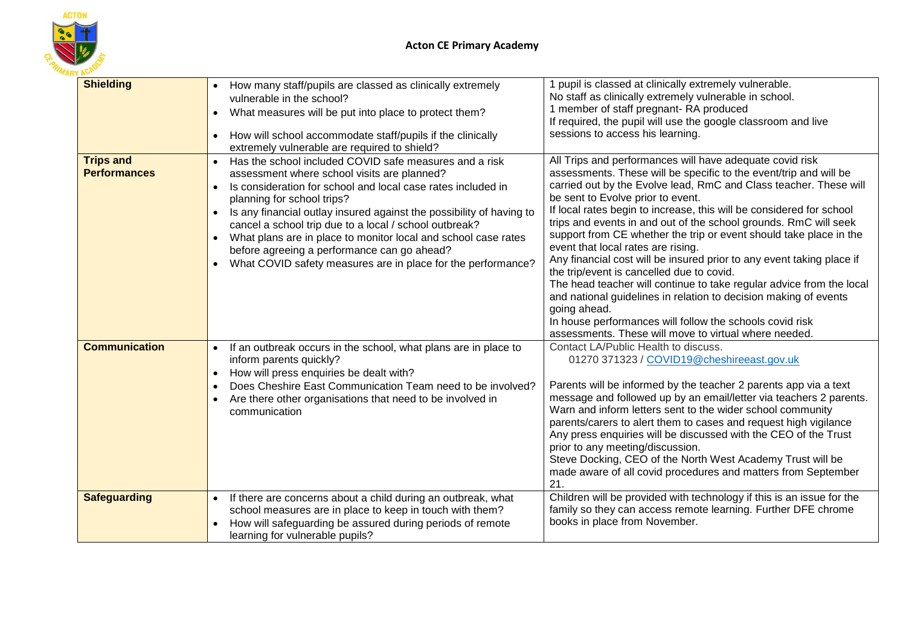| | | |
|---|---|---|
| **Shielding** | • How many staff/pupils are classed as clinically extremely vulnerable in the school?<br>• What measures will be put into place to protect them?<br>• How will school accommodate staff/pupils if the clinically extremely vulnerable are required to shield? | 1 pupil is classed at clinically extremely vulnerable.<br>No staff as clinically extremely vulnerable in school.<br>1 member of staff pregnant- RA produced<br>If required, the pupil will use the google classroom and live sessions to access his learning. |
| **Trips and Performances** | • Has the school included COVID safe measures and a risk assessment where school visits are planned?<br>• Is consideration for school and local case rates included in planning for school trips?<br>• Is any financial outlay insured against the possibility of having to cancel a school trip due to a local / school outbreak?<br>• What plans are in place to monitor local and school case rates before agreeing a performance can go ahead?<br>• What COVID safety measures are in place for the performance? | All Trips and performances will have adequate covid risk assessments. These will be specific to the event/trip and will be carried out by the Evolve lead, RmC and Class teacher. These will be sent to Evolve prior to event.<br>If local rates begin to increase, this will be considered for school trips and events in and out of the school grounds. RmC will seek support from CE whether the trip or event should take place in the event that local rates are rising.<br>Any financial cost will be insured prior to any event taking place if the trip/event is cancelled due to covid.<br>The head teacher will continue to take regular advice from the local and national guidelines in relation to decision making of events going ahead.<br>In house performances will follow the schools covid risk assessments. These will move to virtual where needed. |
| **Communication** | • If an outbreak occurs in the school, what plans are in place to inform parents quickly?<br>• How will press enquiries be dealt with?<br>• Does Cheshire East Communication Team need to be involved?<br>• Are there other organisations that need to be involved in communication | Contact LA/Public Health to discuss.<br>01270 371323 / COVID19@cheshireeast.gov.uk<br><br>Parents will be informed by the teacher 2 parents app via a text message and followed up by an email/letter via teachers 2 parents.<br>Warn and inform letters sent to the wider school community parents/carers to alert them to cases and request high vigilance<br>Any press enquiries will be discussed with the CEO of the Trust prior to any meeting/discussion.<br>Steve Docking, CEO of the North West Academy Trust will be made aware of all covid procedures and matters from September 21. |
| **Safeguarding** | • If there are concerns about a child during an outbreak, what school measures are in place to keep in touch with them?<br>• How will safeguarding be assured during periods of remote learning for vulnerable pupils? | Children will be provided with technology if this is an issue for the family so they can access remote learning. Further DFE chrome books in place from November. |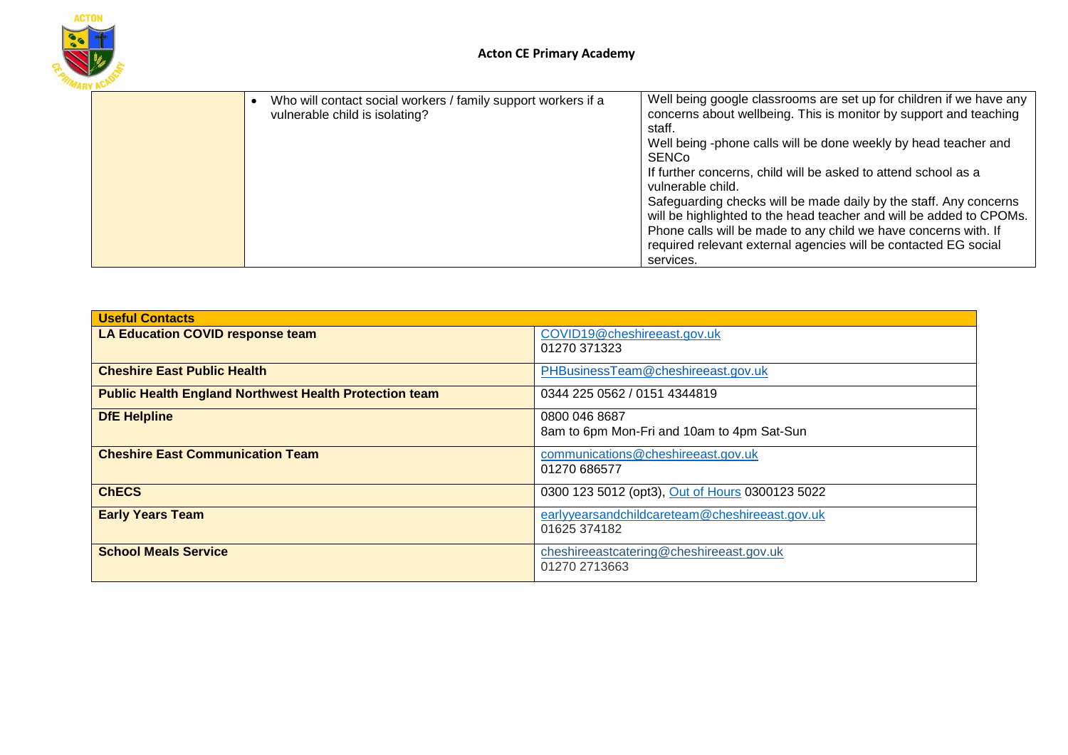| | | |
|---|---|---|
| | • Who will contact social workers / family support workers if a vulnerable child is isolating? | Well being google classrooms are set up for children if we have any concerns about wellbeing. This is monitor by support and teaching staff.<br>Well being -phone calls will be done weekly by head teacher and SENCo<br>If further concerns, child will be asked to attend school as a vulnerable child.<br>Safeguarding checks will be made daily by the staff. Any concerns will be highlighted to the head teacher and will be added to CPOMs. Phone calls will be made to any child we have concerns with. If required relevant external agencies will be contacted EG social services. |

| **Useful Contacts** | |
|---|---|
| **LA Education COVID response team** | COVID19@cheshireeast.gov.uk<br>01270 371323 |
| **Cheshire East Public Health** | PHBusinessTeam@cheshireeast.gov.uk |
| **Public Health England Northwest Health Protection team** | 0344 225 0562 / 0151 4344819 |
| **DfE Helpline** | 0800 046 8687<br>8am to 6pm Mon-Fri and 10am to 4pm Sat-Sun |
| **Cheshire East Communication Team** | communications@cheshireeast.gov.uk<br>01270 686577 |
| **ChECS** | 0300 123 5012 (opt3), Out of Hours 0300123 5022 |
| **Early Years Team** | earlyyearsandchildcareteam@cheshireeast.gov.uk<br>01625 374182 |
| **School Meals Service** | cheshireeastcatering@cheshireeast.gov.uk<br>01270 2713663 |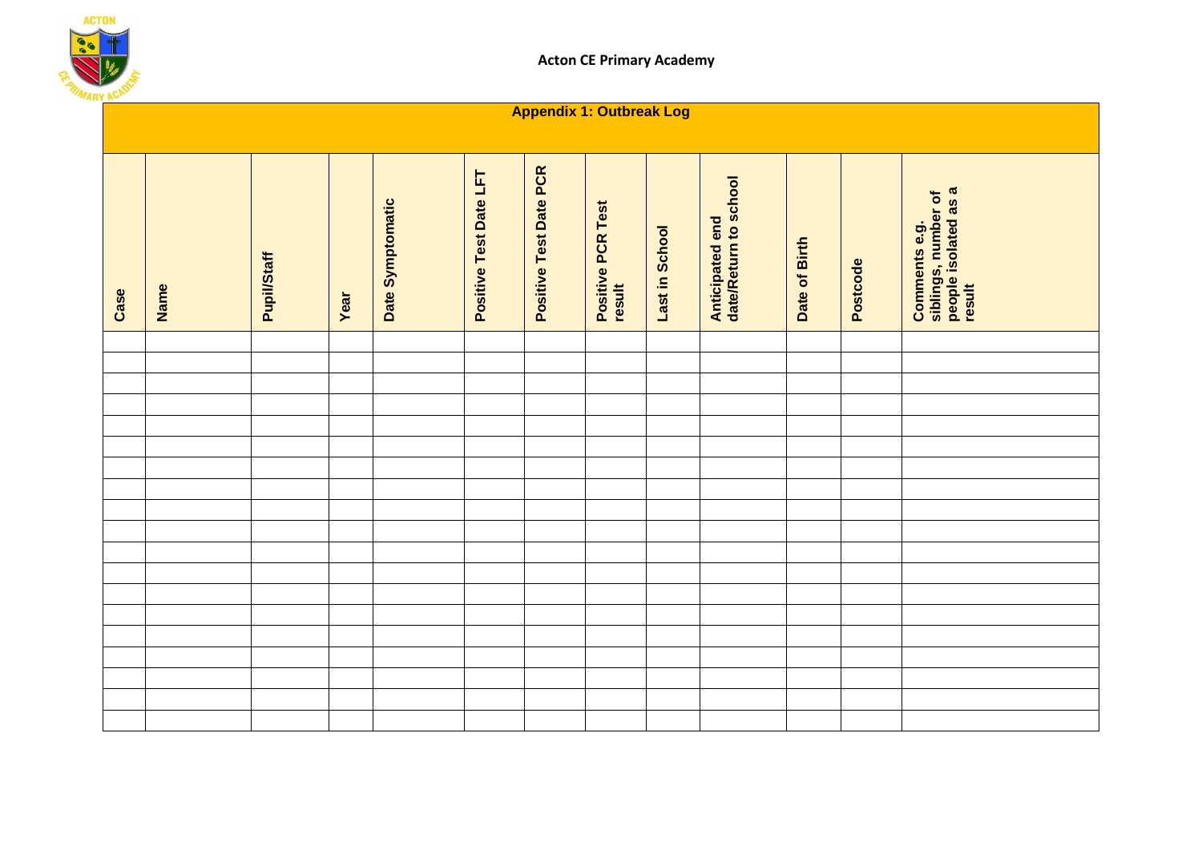**Acton CE Primary Academy**

## Appendix 1: Outbreak Log

| Case | Name | Pupil/Staff | Year | Date Symptomatic | Positive Test Date LFT | Positive Test Date PCR | Positive PCR Test result | Last in School | Anticipated end date/Return to school | Date of Birth | Postcode | Comments e.g. siblings, number of people isolated as a result |
|---|---|---|---|---|---|---|---|---|---|---|---|---|
| | | | | | | | | | | | | |
| | | | | | | | | | | | | |
| | | | | | | | | | | | | |
| | | | | | | | | | | | | |
| | | | | | | | | | | | | |
| | | | | | | | | | | | | |
| | | | | | | | | | | | | |
| | | | | | | | | | | | | |
| | | | | | | | | | | | | |
| | | | | | | | | | | | | |
| | | | | | | | | | | | | |
| | | | | | | | | | | | | |
| | | | | | | | | | | | | |
| | | | | | | | | | | | | |
| | | | | | | | | | | | | |
| | | | | | | | | | | | | |
| | | | | | | | | | | | | |
| | | | | | | | | | | | | |
| | | | | | | | | | | | | |